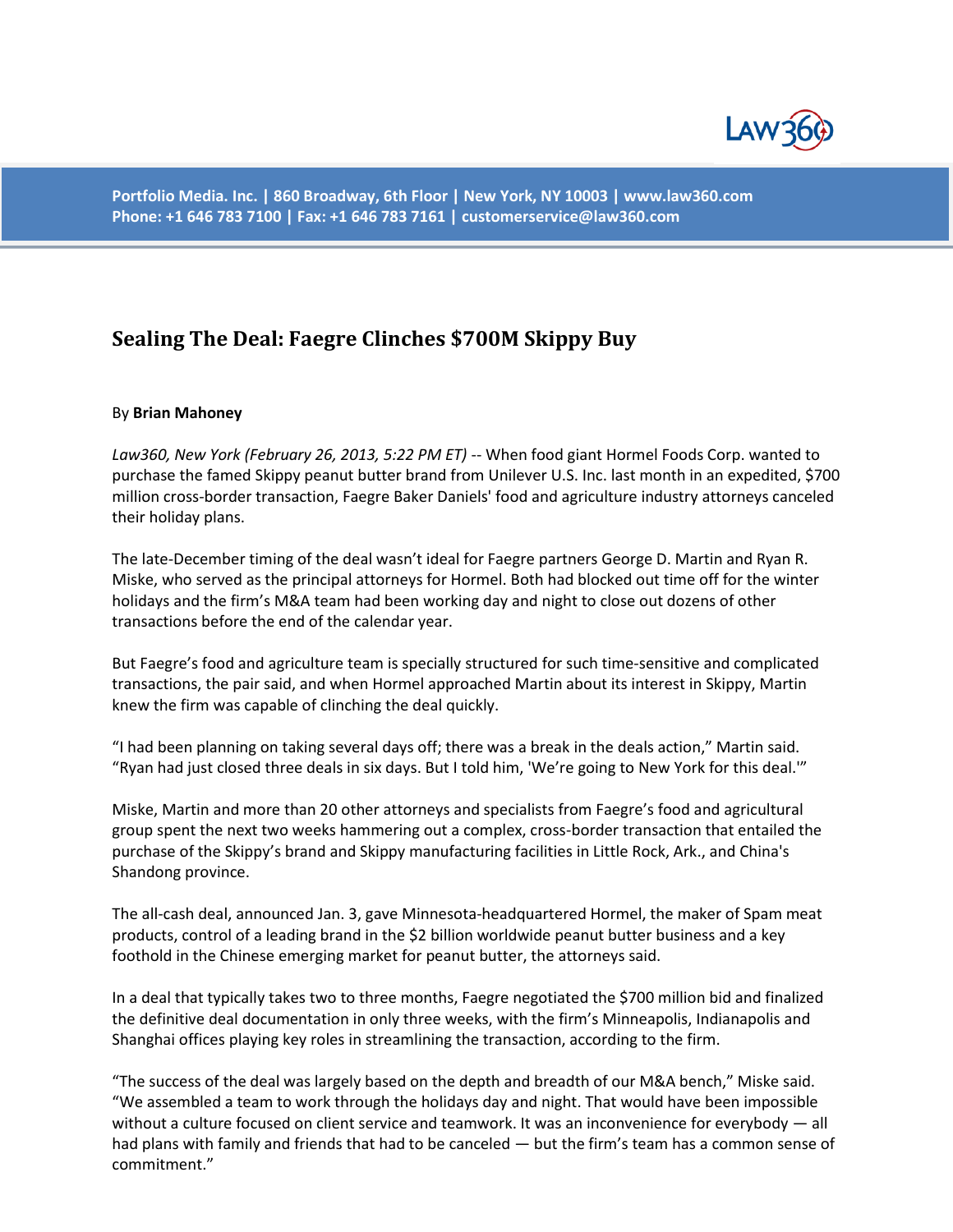Portfolio Media. Inc. | 860 Broadway, 6th Floor | New York, NY 10003 | www.law360.com
Phone: +1 646 783 7100 | Fax: +1 646 783 7161 | customerservice@law360.com

# Sealing The Deal: Faegre Clinches $700M Skippy Buy

By **Brian Mahoney**

*Law360, New York (February 26, 2013, 5:22 PM ET)* -- When food giant Hormel Foods Corp. wanted to purchase the famed Skippy peanut butter brand from Unilever U.S. Inc. last month in an expedited, $700 million cross-border transaction, Faegre Baker Daniels' food and agriculture industry attorneys canceled their holiday plans.

The late-December timing of the deal wasn't ideal for Faegre partners George D. Martin and Ryan R. Miske, who served as the principal attorneys for Hormel. Both had blocked out time off for the winter holidays and the firm's M&A team had been working day and night to close out dozens of other transactions before the end of the calendar year.

But Faegre's food and agriculture team is specially structured for such time-sensitive and complicated transactions, the pair said, and when Hormel approached Martin about its interest in Skippy, Martin knew the firm was capable of clinching the deal quickly.

"I had been planning on taking several days off; there was a break in the deals action," Martin said. "Ryan had just closed three deals in six days. But I told him, 'We're going to New York for this deal.'"

Miske, Martin and more than 20 other attorneys and specialists from Faegre's food and agricultural group spent the next two weeks hammering out a complex, cross-border transaction that entailed the purchase of the Skippy's brand and Skippy manufacturing facilities in Little Rock, Ark., and China's Shandong province.

The all-cash deal, announced Jan. 3, gave Minnesota-headquartered Hormel, the maker of Spam meat products, control of a leading brand in the $2 billion worldwide peanut butter business and a key foothold in the Chinese emerging market for peanut butter, the attorneys said.

In a deal that typically takes two to three months, Faegre negotiated the $700 million bid and finalized the definitive deal documentation in only three weeks, with the firm's Minneapolis, Indianapolis and Shanghai offices playing key roles in streamlining the transaction, according to the firm.

"The success of the deal was largely based on the depth and breadth of our M&A bench," Miske said. "We assembled a team to work through the holidays day and night. That would have been impossible without a culture focused on client service and teamwork. It was an inconvenience for everybody — all had plans with family and friends that had to be canceled — but the firm's team has a common sense of commitment."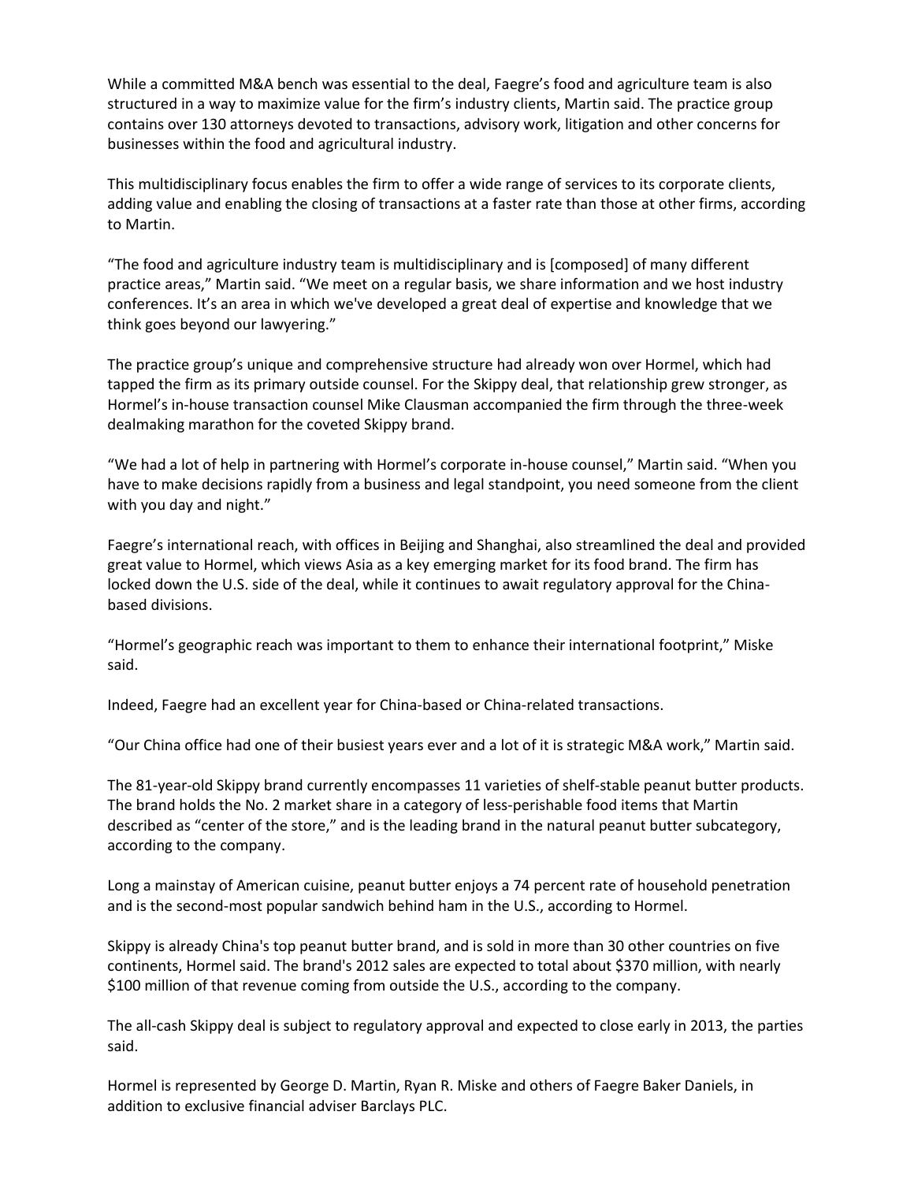While a committed M&A bench was essential to the deal, Faegre's food and agriculture team is also structured in a way to maximize value for the firm's industry clients, Martin said. The practice group contains over 130 attorneys devoted to transactions, advisory work, litigation and other concerns for businesses within the food and agricultural industry.

This multidisciplinary focus enables the firm to offer a wide range of services to its corporate clients, adding value and enabling the closing of transactions at a faster rate than those at other firms, according to Martin.

"The food and agriculture industry team is multidisciplinary and is [composed] of many different practice areas," Martin said. "We meet on a regular basis, we share information and we host industry conferences. It's an area in which we've developed a great deal of expertise and knowledge that we think goes beyond our lawyering."

The practice group's unique and comprehensive structure had already won over Hormel, which had tapped the firm as its primary outside counsel. For the Skippy deal, that relationship grew stronger, as Hormel's in-house transaction counsel Mike Clausman accompanied the firm through the three-week dealmaking marathon for the coveted Skippy brand.

"We had a lot of help in partnering with Hormel's corporate in-house counsel," Martin said. "When you have to make decisions rapidly from a business and legal standpoint, you need someone from the client with you day and night."

Faegre's international reach, with offices in Beijing and Shanghai, also streamlined the deal and provided great value to Hormel, which views Asia as a key emerging market for its food brand. The firm has locked down the U.S. side of the deal, while it continues to await regulatory approval for the China-based divisions.

"Hormel's geographic reach was important to them to enhance their international footprint," Miske said.

Indeed, Faegre had an excellent year for China-based or China-related transactions.

"Our China office had one of their busiest years ever and a lot of it is strategic M&A work," Martin said.

The 81-year-old Skippy brand currently encompasses 11 varieties of shelf-stable peanut butter products. The brand holds the No. 2 market share in a category of less-perishable food items that Martin described as "center of the store," and is the leading brand in the natural peanut butter subcategory, according to the company.

Long a mainstay of American cuisine, peanut butter enjoys a 74 percent rate of household penetration and is the second-most popular sandwich behind ham in the U.S., according to Hormel.

Skippy is already China's top peanut butter brand, and is sold in more than 30 other countries on five continents, Hormel said. The brand's 2012 sales are expected to total about $370 million, with nearly $100 million of that revenue coming from outside the U.S., according to the company.

The all-cash Skippy deal is subject to regulatory approval and expected to close early in 2013, the parties said.

Hormel is represented by George D. Martin, Ryan R. Miske and others of Faegre Baker Daniels, in addition to exclusive financial adviser Barclays PLC.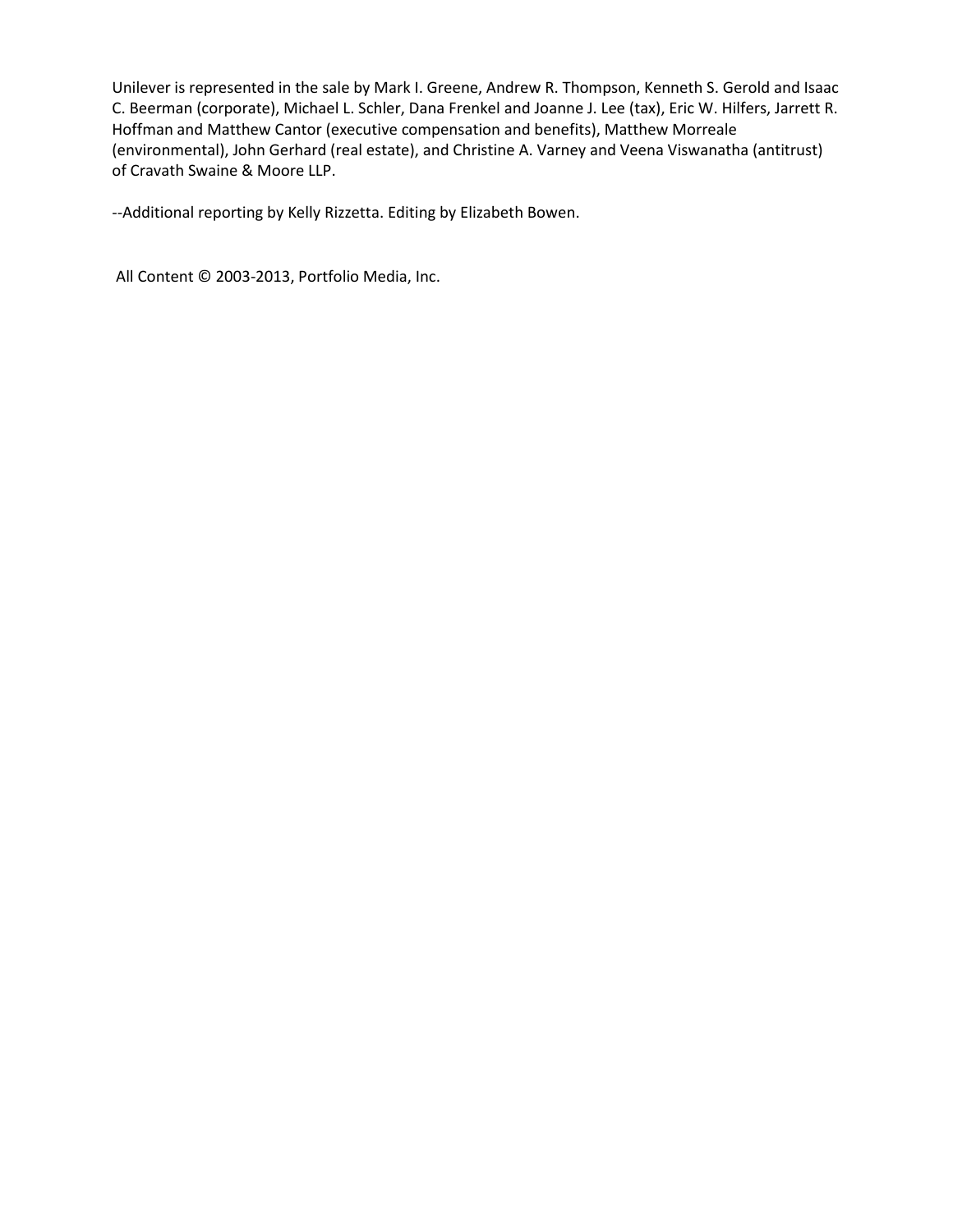Unilever is represented in the sale by Mark I. Greene, Andrew R. Thompson, Kenneth S. Gerold and Isaac C. Beerman (corporate), Michael L. Schler, Dana Frenkel and Joanne J. Lee (tax), Eric W. Hilfers, Jarrett R. Hoffman and Matthew Cantor (executive compensation and benefits), Matthew Morreale (environmental), John Gerhard (real estate), and Christine A. Varney and Veena Viswanatha (antitrust) of Cravath Swaine & Moore LLP.

--Additional reporting by Kelly Rizzetta. Editing by Elizabeth Bowen.

All Content © 2003-2013, Portfolio Media, Inc.